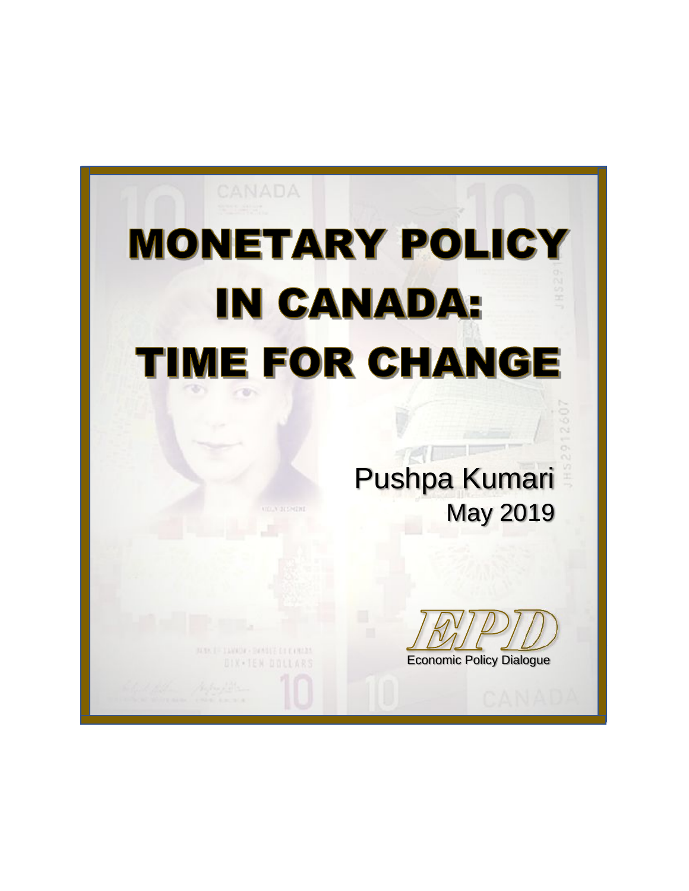# MONETARY POLICY IN CANADA: TIME FOR CHANGE

Pushpa Kumari

May 2019

EPD

Economic Policy Dialogue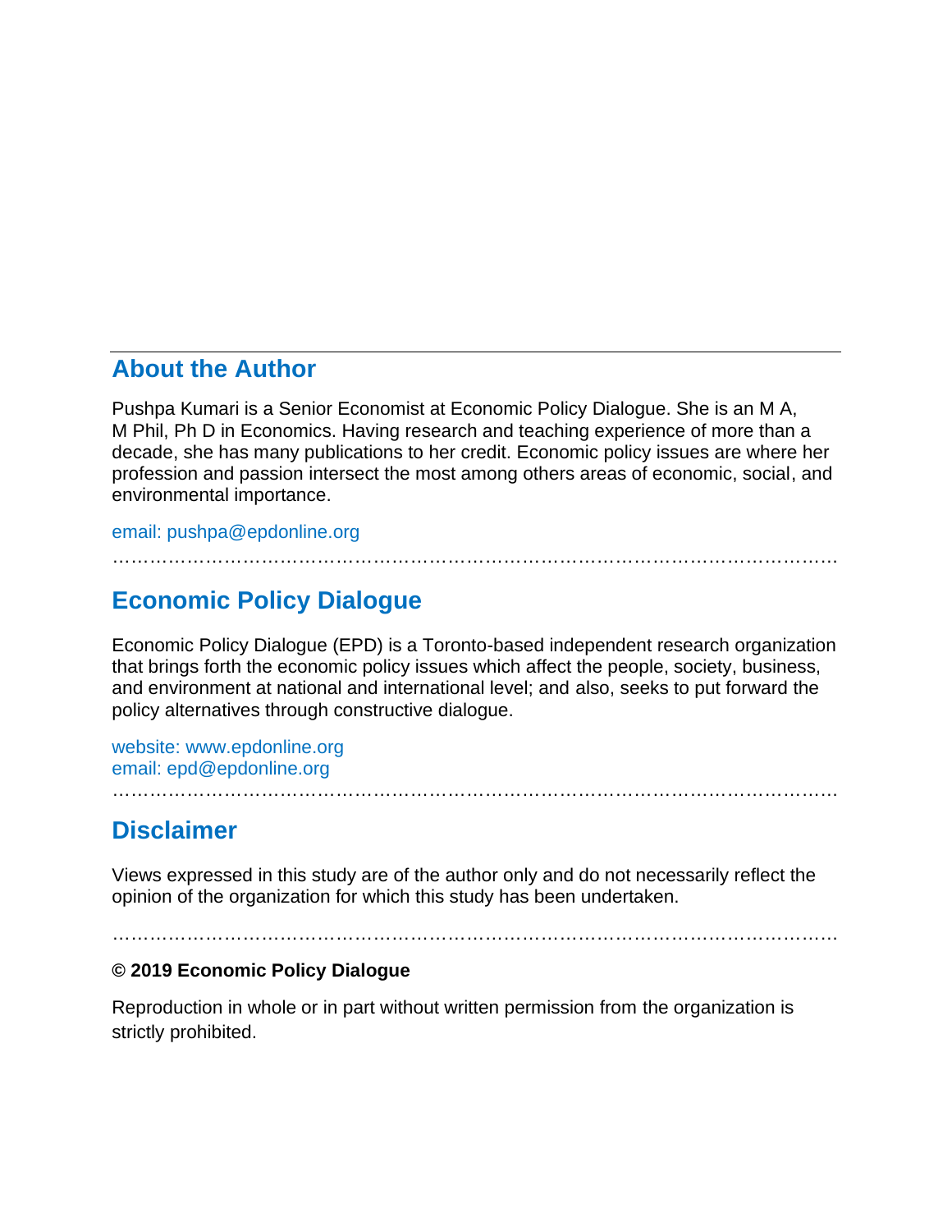## About the Author

Pushpa Kumari is a Senior Economist at Economic Policy Dialogue. She is an M A, M Phil, Ph D in Economics. Having research and teaching experience of more than a decade, she has many publications to her credit. Economic policy issues are where her profession and passion intersect the most among others areas of economic, social, and environmental importance.

email: pushpa@epdonline.org

……………………………………………………………………………………………………

## Economic Policy Dialogue

Economic Policy Dialogue (EPD) is a Toronto-based independent research organization that brings forth the economic policy issues which affect the people, society, business, and environment at national and international level; and also, seeks to put forward the policy alternatives through constructive dialogue.

website: www.epdonline.org
email: epd@epdonline.org

……………………………………………………………………………………………………

## Disclaimer

Views expressed in this study are of the author only and do not necessarily reflect the opinion of the organization for which this study has been undertaken.

……………………………………………………………………………………………………

**© 2019 Economic Policy Dialogue**

Reproduction in whole or in part without written permission from the organization is strictly prohibited.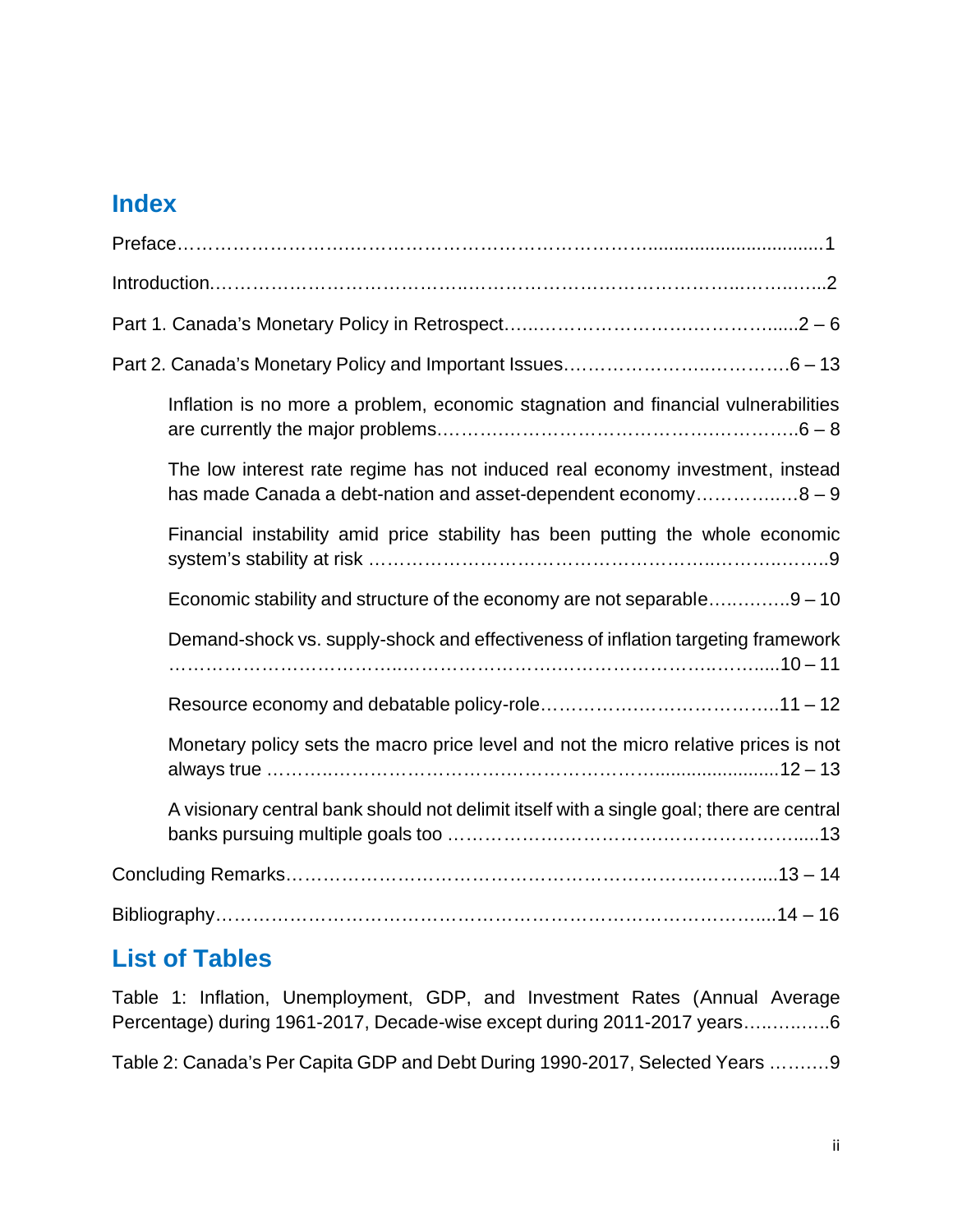## Index

Preface……………………………………………………………………………...................................1

Introduction………………………………………………………………………………………………..2

Part 1. Canada's Monetary Policy in Retrospect………………………………………………......2 – 6

Part 2. Canada's Monetary Policy and Important Issues……………………………………………6 – 13

- Inflation is no more a problem, economic stagnation and financial vulnerabilities are currently the major problems…………………………………………………………….6 – 8
- The low interest rate regime has not induced real economy investment, instead has made Canada a debt-nation and asset-dependent economy……………….8 – 9
- Financial instability amid price stability has been putting the whole economic system's stability at risk ……………………………………………………………………..9
- Economic stability and structure of the economy are not separable…….……..9 – 10
- Demand-shock vs. supply-shock and effectiveness of inflation targeting framework …………………………………………………………………………………....10 – 11
- Resource economy and debatable policy-role…………………………………..11 – 12
- Monetary policy sets the macro price level and not the micro relative prices is not always true ………………………………………………………........................12 – 13
- A visionary central bank should not delimit itself with a single goal; there are central banks pursuing multiple goals too ……………………………………………………....13

Concluding Remarks………………………………………………………………………………....13 – 14

Bibliography……………………………………………………………………………………......14 – 16

## List of Tables

Table 1: Inflation, Unemployment, GDP, and Investment Rates (Annual Average Percentage) during 1961-2017, Decade-wise except during 2011-2017 years…….……..6

Table 2: Canada's Per Capita GDP and Debt During 1990-2017, Selected Years ……….9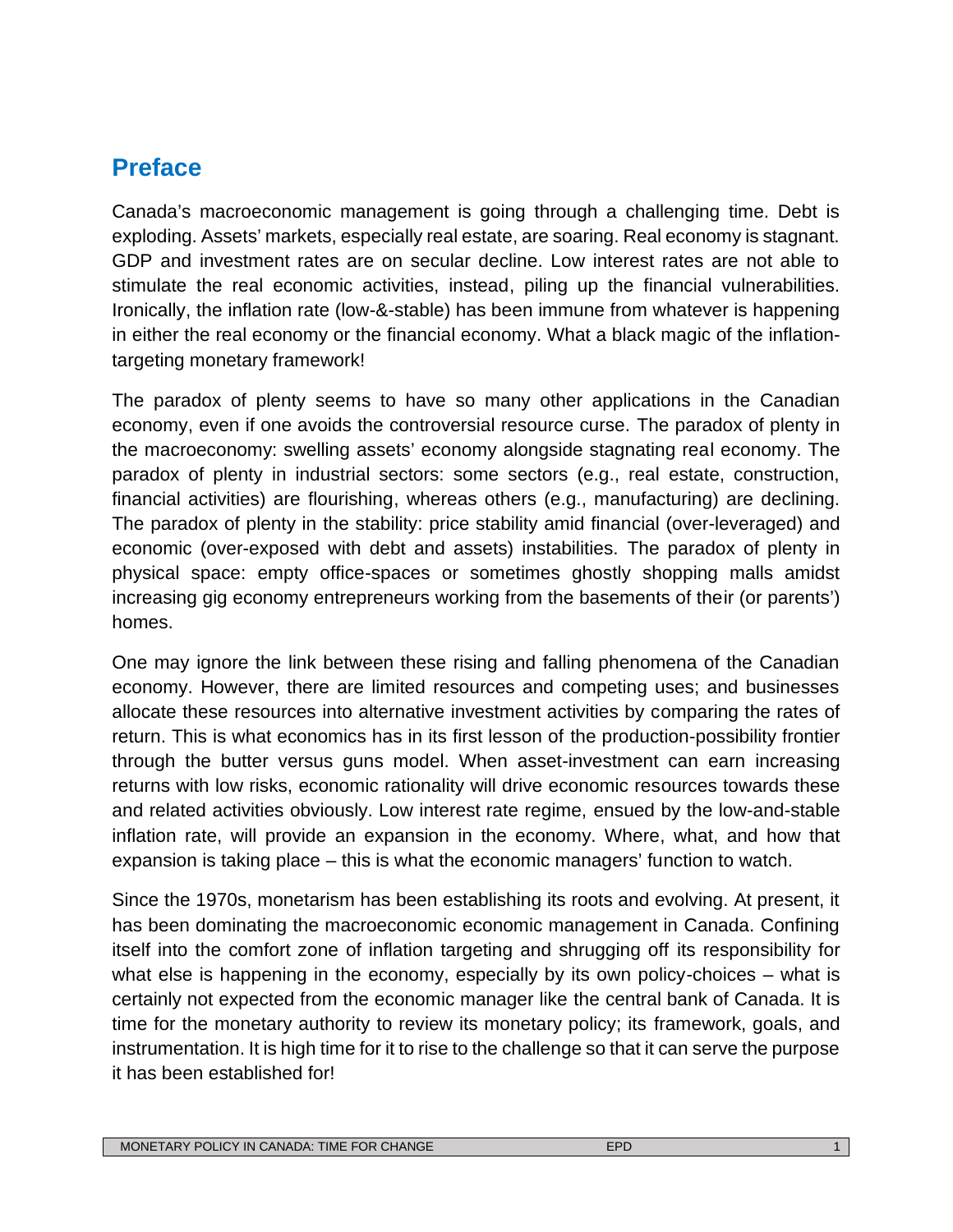## Preface

Canada's macroeconomic management is going through a challenging time. Debt is exploding. Assets' markets, especially real estate, are soaring. Real economy is stagnant. GDP and investment rates are on secular decline. Low interest rates are not able to stimulate the real economic activities, instead, piling up the financial vulnerabilities. Ironically, the inflation rate (low-&-stable) has been immune from whatever is happening in either the real economy or the financial economy. What a black magic of the inflation-targeting monetary framework!

The paradox of plenty seems to have so many other applications in the Canadian economy, even if one avoids the controversial resource curse. The paradox of plenty in the macroeconomy: swelling assets' economy alongside stagnating real economy. The paradox of plenty in industrial sectors: some sectors (e.g., real estate, construction, financial activities) are flourishing, whereas others (e.g., manufacturing) are declining. The paradox of plenty in the stability: price stability amid financial (over-leveraged) and economic (over-exposed with debt and assets) instabilities. The paradox of plenty in physical space: empty office-spaces or sometimes ghostly shopping malls amidst increasing gig economy entrepreneurs working from the basements of their (or parents') homes.

One may ignore the link between these rising and falling phenomena of the Canadian economy. However, there are limited resources and competing uses; and businesses allocate these resources into alternative investment activities by comparing the rates of return. This is what economics has in its first lesson of the production-possibility frontier through the butter versus guns model. When asset-investment can earn increasing returns with low risks, economic rationality will drive economic resources towards these and related activities obviously. Low interest rate regime, ensued by the low-and-stable inflation rate, will provide an expansion in the economy. Where, what, and how that expansion is taking place – this is what the economic managers' function to watch.

Since the 1970s, monetarism has been establishing its roots and evolving. At present, it has been dominating the macroeconomic economic management in Canada. Confining itself into the comfort zone of inflation targeting and shrugging off its responsibility for what else is happening in the economy, especially by its own policy-choices – what is certainly not expected from the economic manager like the central bank of Canada. It is time for the monetary authority to review its monetary policy; its framework, goals, and instrumentation. It is high time for it to rise to the challenge so that it can serve the purpose it has been established for!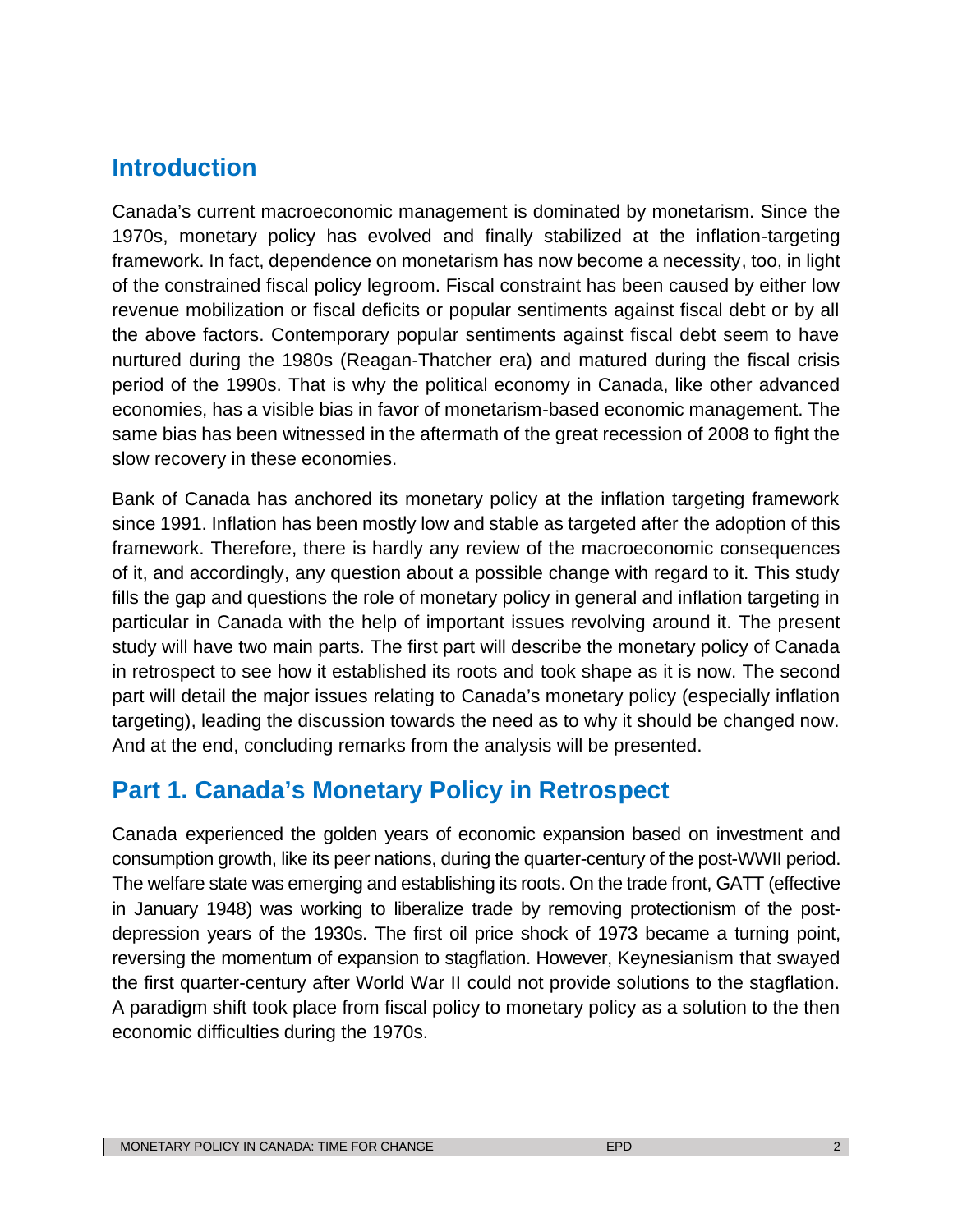## Introduction

Canada's current macroeconomic management is dominated by monetarism. Since the 1970s, monetary policy has evolved and finally stabilized at the inflation-targeting framework. In fact, dependence on monetarism has now become a necessity, too, in light of the constrained fiscal policy legroom. Fiscal constraint has been caused by either low revenue mobilization or fiscal deficits or popular sentiments against fiscal debt or by all the above factors. Contemporary popular sentiments against fiscal debt seem to have nurtured during the 1980s (Reagan-Thatcher era) and matured during the fiscal crisis period of the 1990s. That is why the political economy in Canada, like other advanced economies, has a visible bias in favor of monetarism-based economic management. The same bias has been witnessed in the aftermath of the great recession of 2008 to fight the slow recovery in these economies.

Bank of Canada has anchored its monetary policy at the inflation targeting framework since 1991. Inflation has been mostly low and stable as targeted after the adoption of this framework. Therefore, there is hardly any review of the macroeconomic consequences of it, and accordingly, any question about a possible change with regard to it. This study fills the gap and questions the role of monetary policy in general and inflation targeting in particular in Canada with the help of important issues revolving around it. The present study will have two main parts. The first part will describe the monetary policy of Canada in retrospect to see how it established its roots and took shape as it is now. The second part will detail the major issues relating to Canada's monetary policy (especially inflation targeting), leading the discussion towards the need as to why it should be changed now. And at the end, concluding remarks from the analysis will be presented.

## Part 1. Canada's Monetary Policy in Retrospect

Canada experienced the golden years of economic expansion based on investment and consumption growth, like its peer nations, during the quarter-century of the post-WWII period. The welfare state was emerging and establishing its roots. On the trade front, GATT (effective in January 1948) was working to liberalize trade by removing protectionism of the post-depression years of the 1930s. The first oil price shock of 1973 became a turning point, reversing the momentum of expansion to stagflation. However, Keynesianism that swayed the first quarter-century after World War II could not provide solutions to the stagflation. A paradigm shift took place from fiscal policy to monetary policy as a solution to the then economic difficulties during the 1970s.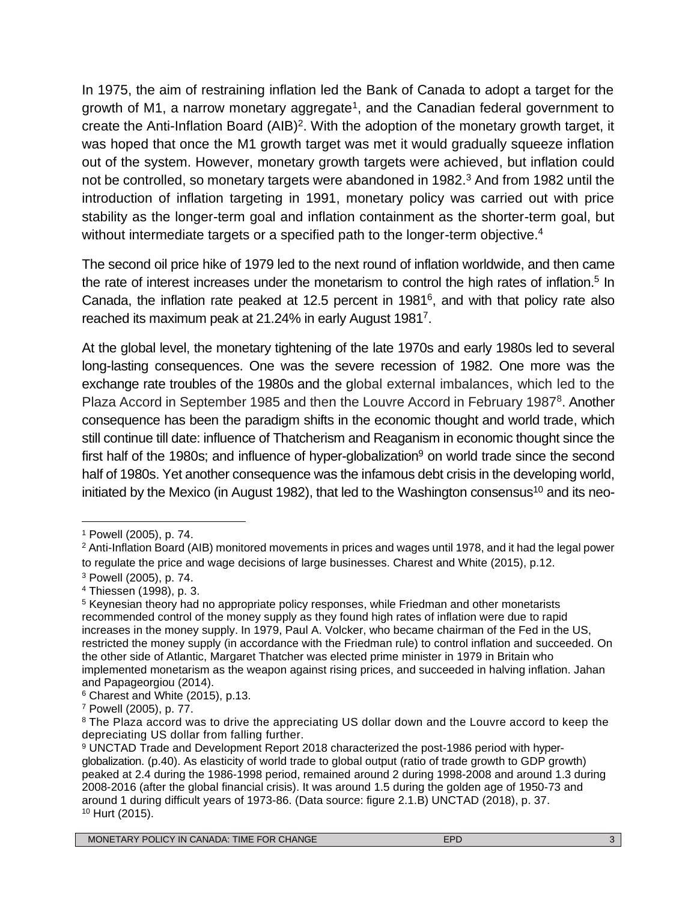In 1975, the aim of restraining inflation led the Bank of Canada to adopt a target for the growth of M1, a narrow monetary aggregate[1], and the Canadian federal government to create the Anti-Inflation Board (AIB)[2]. With the adoption of the monetary growth target, it was hoped that once the M1 growth target was met it would gradually squeeze inflation out of the system. However, monetary growth targets were achieved, but inflation could not be controlled, so monetary targets were abandoned in 1982.[3] And from 1982 until the introduction of inflation targeting in 1991, monetary policy was carried out with price stability as the longer-term goal and inflation containment as the shorter-term goal, but without intermediate targets or a specified path to the longer-term objective.[4]

The second oil price hike of 1979 led to the next round of inflation worldwide, and then came the rate of interest increases under the monetarism to control the high rates of inflation.[5] In Canada, the inflation rate peaked at 12.5 percent in 1981[6], and with that policy rate also reached its maximum peak at 21.24% in early August 1981[7].

At the global level, the monetary tightening of the late 1970s and early 1980s led to several long-lasting consequences. One was the severe recession of 1982. One more was the exchange rate troubles of the 1980s and the global external imbalances, which led to the Plaza Accord in September 1985 and then the Louvre Accord in February 1987[8]. Another consequence has been the paradigm shifts in the economic thought and world trade, which still continue till date: influence of Thatcherism and Reaganism in economic thought since the first half of the 1980s; and influence of hyper-globalization[9] on world trade since the second half of 1980s. Yet another consequence was the infamous debt crisis in the developing world, initiated by the Mexico (in August 1982), that led to the Washington consensus[10] and its neo-

---

[1] Powell (2005), p. 74.

[2] Anti-Inflation Board (AIB) monitored movements in prices and wages until 1978, and it had the legal power to regulate the price and wage decisions of large businesses. Charest and White (2015), p.12.

[3] Powell (2005), p. 74.

[4] Thiessen (1998), p. 3.

[5] Keynesian theory had no appropriate policy responses, while Friedman and other monetarists recommended control of the money supply as they found high rates of inflation were due to rapid increases in the money supply. In 1979, Paul A. Volcker, who became chairman of the Fed in the US, restricted the money supply (in accordance with the Friedman rule) to control inflation and succeeded. On the other side of Atlantic, Margaret Thatcher was elected prime minister in 1979 in Britain who implemented monetarism as the weapon against rising prices, and succeeded in halving inflation. Jahan and Papageorgiou (2014).

[6] Charest and White (2015), p.13.

[7] Powell (2005), p. 77.

[8] The Plaza accord was to drive the appreciating US dollar down and the Louvre accord to keep the depreciating US dollar from falling further.

[9] UNCTAD Trade and Development Report 2018 characterized the post-1986 period with hyper-globalization. (p.40). As elasticity of world trade to global output (ratio of trade growth to GDP growth) peaked at 2.4 during the 1986-1998 period, remained around 2 during 1998-2008 and around 1.3 during 2008-2016 (after the global financial crisis). It was around 1.5 during the golden age of 1950-73 and around 1 during difficult years of 1973-86. (Data source: figure 2.1.B) UNCTAD (2018), p. 37.

[10] Hurt (2015).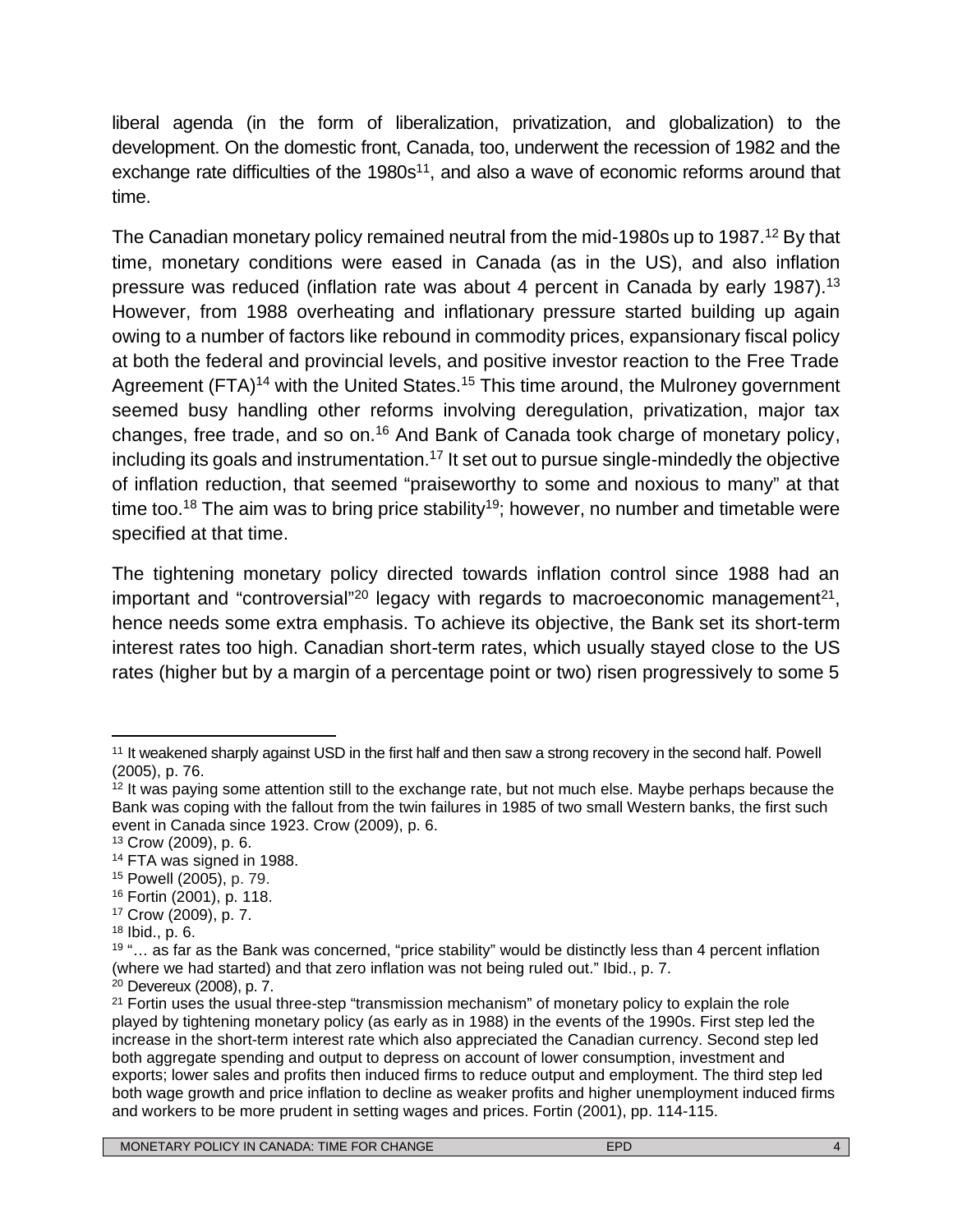liberal agenda (in the form of liberalization, privatization, and globalization) to the development. On the domestic front, Canada, too, underwent the recession of 1982 and the exchange rate difficulties of the 1980s[11], and also a wave of economic reforms around that time.

The Canadian monetary policy remained neutral from the mid-1980s up to 1987.[12] By that time, monetary conditions were eased in Canada (as in the US), and also inflation pressure was reduced (inflation rate was about 4 percent in Canada by early 1987).[13] However, from 1988 overheating and inflationary pressure started building up again owing to a number of factors like rebound in commodity prices, expansionary fiscal policy at both the federal and provincial levels, and positive investor reaction to the Free Trade Agreement (FTA)[14] with the United States.[15] This time around, the Mulroney government seemed busy handling other reforms involving deregulation, privatization, major tax changes, free trade, and so on.[16] And Bank of Canada took charge of monetary policy, including its goals and instrumentation.[17] It set out to pursue single-mindedly the objective of inflation reduction, that seemed "praiseworthy to some and noxious to many" at that time too.[18] The aim was to bring price stability[19]; however, no number and timetable were specified at that time.

The tightening monetary policy directed towards inflation control since 1988 had an important and "controversial"[20] legacy with regards to macroeconomic management[21], hence needs some extra emphasis. To achieve its objective, the Bank set its short-term interest rates too high. Canadian short-term rates, which usually stayed close to the US rates (higher but by a margin of a percentage point or two) risen progressively to some 5

---

[11] It weakened sharply against USD in the first half and then saw a strong recovery in the second half. Powell (2005), p. 76.

[12] It was paying some attention still to the exchange rate, but not much else. Maybe perhaps because the Bank was coping with the fallout from the twin failures in 1985 of two small Western banks, the first such event in Canada since 1923. Crow (2009), p. 6.

[13] Crow (2009), p. 6.

[14] FTA was signed in 1988.

[15] Powell (2005), p. 79.

[16] Fortin (2001), p. 118.

[17] Crow (2009), p. 7.

[18] Ibid., p. 6.

[19] "… as far as the Bank was concerned, "price stability" would be distinctly less than 4 percent inflation (where we had started) and that zero inflation was not being ruled out." Ibid., p. 7.

[20] Devereux (2008), p. 7.

[21] Fortin uses the usual three-step "transmission mechanism" of monetary policy to explain the role played by tightening monetary policy (as early as in 1988) in the events of the 1990s. First step led the increase in the short-term interest rate which also appreciated the Canadian currency. Second step led both aggregate spending and output to depress on account of lower consumption, investment and exports; lower sales and profits then induced firms to reduce output and employment. The third step led both wage growth and price inflation to decline as weaker profits and higher unemployment induced firms and workers to be more prudent in setting wages and prices. Fortin (2001), pp. 114-115.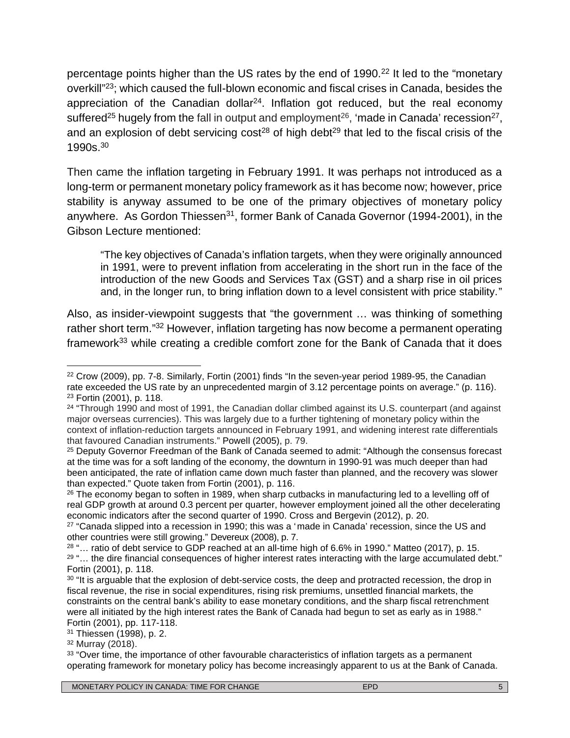percentage points higher than the US rates by the end of 1990.[22] It led to the "monetary overkill"[23]; which caused the full-blown economic and fiscal crises in Canada, besides the appreciation of the Canadian dollar[24]. Inflation got reduced, but the real economy suffered[25] hugely from the fall in output and employment[26], 'made in Canada' recession[27], and an explosion of debt servicing cost[28] of high debt[29] that led to the fiscal crisis of the 1990s.[30]

Then came the inflation targeting in February 1991. It was perhaps not introduced as a long-term or permanent monetary policy framework as it has become now; however, price stability is anyway assumed to be one of the primary objectives of monetary policy anywhere. As Gordon Thiessen[31], former Bank of Canada Governor (1994-2001), in the Gibson Lecture mentioned:

> "The key objectives of Canada's inflation targets, when they were originally announced in 1991, were to prevent inflation from accelerating in the short run in the face of the introduction of the new Goods and Services Tax (GST) and a sharp rise in oil prices and, in the longer run, to bring inflation down to a level consistent with price stability."

Also, as insider-viewpoint suggests that "the government … was thinking of something rather short term."[32] However, inflation targeting has now become a permanent operating framework[33] while creating a credible comfort zone for the Bank of Canada that it does

---

[22] Crow (2009), pp. 7-8. Similarly, Fortin (2001) finds "In the seven-year period 1989-95, the Canadian rate exceeded the US rate by an unprecedented margin of 3.12 percentage points on average." (p. 116).

[23] Fortin (2001), p. 118.

[24] "Through 1990 and most of 1991, the Canadian dollar climbed against its U.S. counterpart (and against major overseas currencies). This was largely due to a further tightening of monetary policy within the context of inflation-reduction targets announced in February 1991, and widening interest rate differentials that favoured Canadian instruments." Powell (2005), p. 79.

[25] Deputy Governor Freedman of the Bank of Canada seemed to admit: "Although the consensus forecast at the time was for a soft landing of the economy, the downturn in 1990-91 was much deeper than had been anticipated, the rate of inflation came down much faster than planned, and the recovery was slower than expected." Quote taken from Fortin (2001), p. 116.

[26] The economy began to soften in 1989, when sharp cutbacks in manufacturing led to a levelling off of real GDP growth at around 0.3 percent per quarter, however employment joined all the other decelerating economic indicators after the second quarter of 1990. Cross and Bergevin (2012), p. 20.

[27] "Canada slipped into a recession in 1990; this was a 'made in Canada' recession, since the US and other countries were still growing." Devereux (2008), p. 7.

[28] "… ratio of debt service to GDP reached at an all-time high of 6.6% in 1990." Matteo (2017), p. 15.

[29] "… the dire financial consequences of higher interest rates interacting with the large accumulated debt." Fortin (2001), p. 118.

[30] "It is arguable that the explosion of debt-service costs, the deep and protracted recession, the drop in fiscal revenue, the rise in social expenditures, rising risk premiums, unsettled financial markets, the constraints on the central bank's ability to ease monetary conditions, and the sharp fiscal retrenchment were all initiated by the high interest rates the Bank of Canada had begun to set as early as in 1988." Fortin (2001), pp. 117-118.

[31] Thiessen (1998), p. 2.

[32] Murray (2018).

[33] "Over time, the importance of other favourable characteristics of inflation targets as a permanent operating framework for monetary policy has become increasingly apparent to us at the Bank of Canada.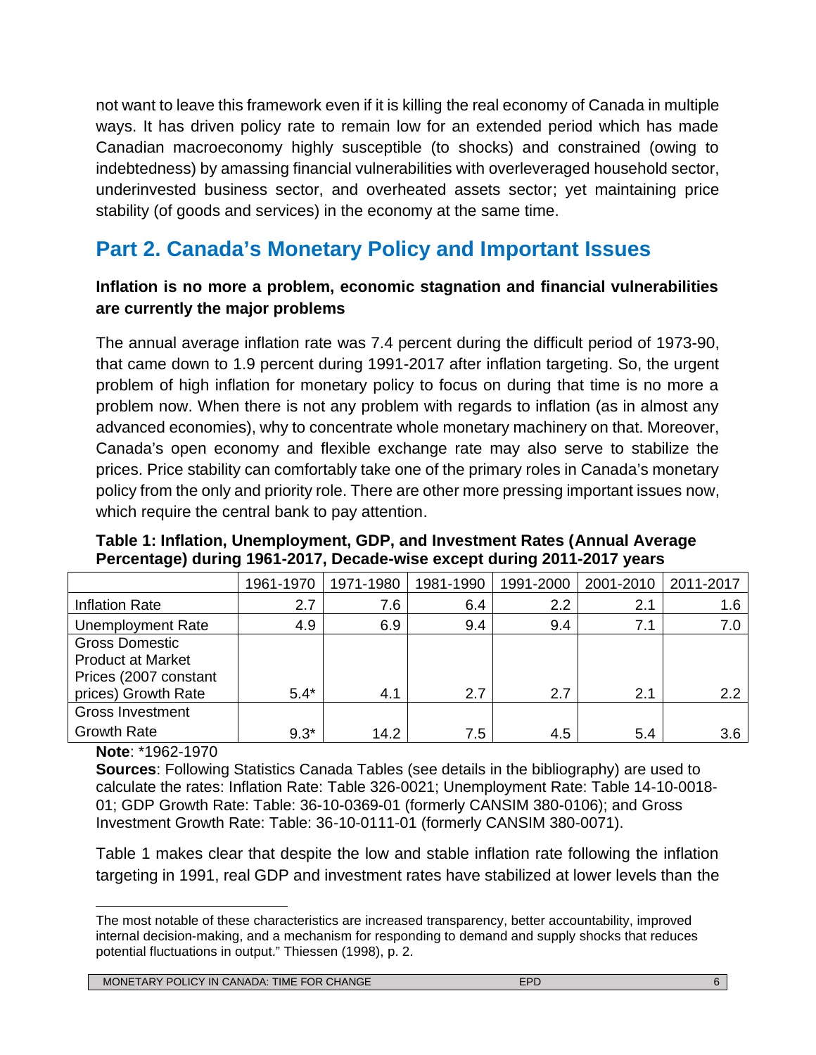not want to leave this framework even if it is killing the real economy of Canada in multiple ways. It has driven policy rate to remain low for an extended period which has made Canadian macroeconomy highly susceptible (to shocks) and constrained (owing to indebtedness) by amassing financial vulnerabilities with overleveraged household sector, underinvested business sector, and overheated assets sector; yet maintaining price stability (of goods and services) in the economy at the same time.

## Part 2. Canada's Monetary Policy and Important Issues

### Inflation is no more a problem, economic stagnation and financial vulnerabilities are currently the major problems

The annual average inflation rate was 7.4 percent during the difficult period of 1973-90, that came down to 1.9 percent during 1991-2017 after inflation targeting. So, the urgent problem of high inflation for monetary policy to focus on during that time is no more a problem now. When there is not any problem with regards to inflation (as in almost any advanced economies), why to concentrate whole monetary machinery on that. Moreover, Canada's open economy and flexible exchange rate may also serve to stabilize the prices. Price stability can comfortably take one of the primary roles in Canada's monetary policy from the only and priority role. There are other more pressing important issues now, which require the central bank to pay attention.

**Table 1: Inflation, Unemployment, GDP, and Investment Rates (Annual Average Percentage) during 1961-2017, Decade-wise except during 2011-2017 years**

| | 1961-1970 | 1971-1980 | 1981-1990 | 1991-2000 | 2001-2010 | 2011-2017 |
|---|---|---|---|---|---|---|
| Inflation Rate | 2.7 | 7.6 | 6.4 | 2.2 | 2.1 | 1.6 |
| Unemployment Rate | 4.9 | 6.9 | 9.4 | 9.4 | 7.1 | 7.0 |
| Gross Domestic Product at Market Prices (2007 constant prices) Growth Rate | 5.4* | 4.1 | 2.7 | 2.7 | 2.1 | 2.2 |
| Gross Investment Growth Rate | 9.3* | 14.2 | 7.5 | 4.5 | 5.4 | 3.6 |

**Note**: *1962-1970

**Sources**: Following Statistics Canada Tables (see details in the bibliography) are used to calculate the rates: Inflation Rate: Table 326-0021; Unemployment Rate: Table 14-10-0018-01; GDP Growth Rate: Table: 36-10-0369-01 (formerly CANSIM 380-0106); and Gross Investment Growth Rate: Table: 36-10-0111-01 (formerly CANSIM 380-0071).

Table 1 makes clear that despite the low and stable inflation rate following the inflation targeting in 1991, real GDP and investment rates have stabilized at lower levels than the

---

The most notable of these characteristics are increased transparency, better accountability, improved internal decision-making, and a mechanism for responding to demand and supply shocks that reduces potential fluctuations in output." Thiessen (1998), p. 2.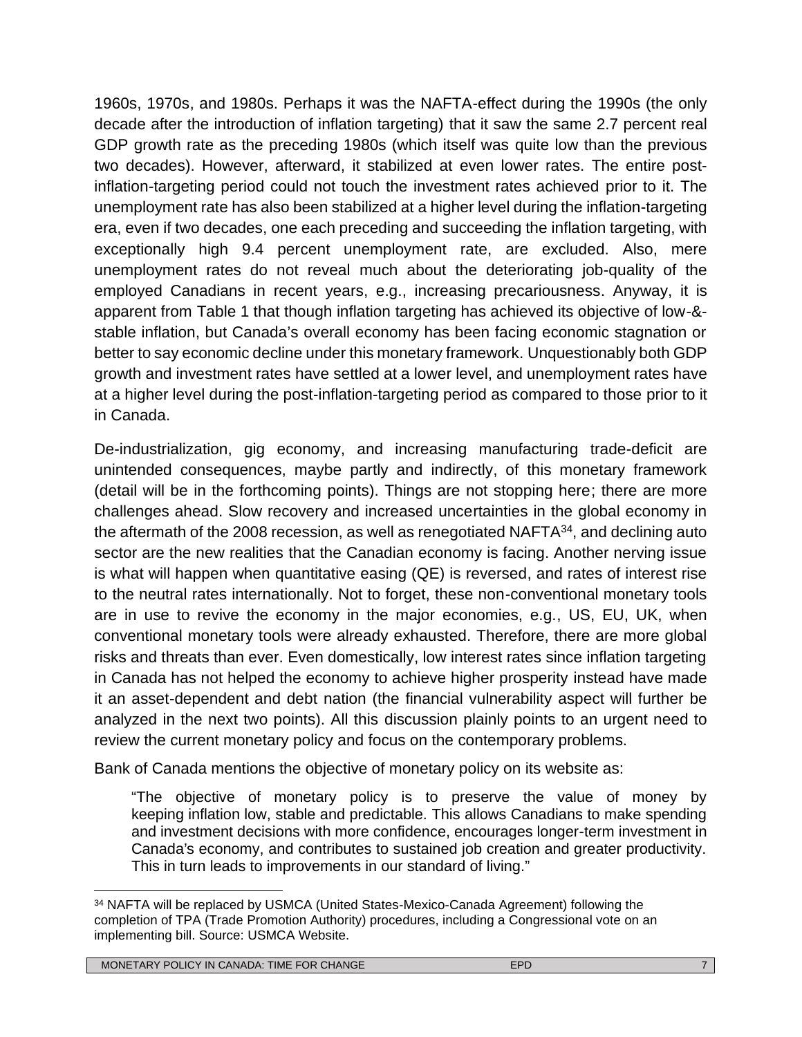1960s, 1970s, and 1980s. Perhaps it was the NAFTA-effect during the 1990s (the only decade after the introduction of inflation targeting) that it saw the same 2.7 percent real GDP growth rate as the preceding 1980s (which itself was quite low than the previous two decades). However, afterward, it stabilized at even lower rates. The entire post-inflation-targeting period could not touch the investment rates achieved prior to it. The unemployment rate has also been stabilized at a higher level during the inflation-targeting era, even if two decades, one each preceding and succeeding the inflation targeting, with exceptionally high 9.4 percent unemployment rate, are excluded. Also, mere unemployment rates do not reveal much about the deteriorating job-quality of the employed Canadians in recent years, e.g., increasing precariousness. Anyway, it is apparent from Table 1 that though inflation targeting has achieved its objective of low-&-stable inflation, but Canada's overall economy has been facing economic stagnation or better to say economic decline under this monetary framework. Unquestionably both GDP growth and investment rates have settled at a lower level, and unemployment rates have at a higher level during the post-inflation-targeting period as compared to those prior to it in Canada.

De-industrialization, gig economy, and increasing manufacturing trade-deficit are unintended consequences, maybe partly and indirectly, of this monetary framework (detail will be in the forthcoming points). Things are not stopping here; there are more challenges ahead. Slow recovery and increased uncertainties in the global economy in the aftermath of the 2008 recession, as well as renegotiated NAFTA[34], and declining auto sector are the new realities that the Canadian economy is facing. Another nerving issue is what will happen when quantitative easing (QE) is reversed, and rates of interest rise to the neutral rates internationally. Not to forget, these non-conventional monetary tools are in use to revive the economy in the major economies, e.g., US, EU, UK, when conventional monetary tools were already exhausted. Therefore, there are more global risks and threats than ever. Even domestically, low interest rates since inflation targeting in Canada has not helped the economy to achieve higher prosperity instead have made it an asset-dependent and debt nation (the financial vulnerability aspect will further be analyzed in the next two points). All this discussion plainly points to an urgent need to review the current monetary policy and focus on the contemporary problems.

Bank of Canada mentions the objective of monetary policy on its website as:

> "The objective of monetary policy is to preserve the value of money by keeping inflation low, stable and predictable. This allows Canadians to make spending and investment decisions with more confidence, encourages longer-term investment in Canada's economy, and contributes to sustained job creation and greater productivity. This in turn leads to improvements in our standard of living."

[34] NAFTA will be replaced by USMCA (United States-Mexico-Canada Agreement) following the completion of TPA (Trade Promotion Authority) procedures, including a Congressional vote on an implementing bill. Source: USMCA Website.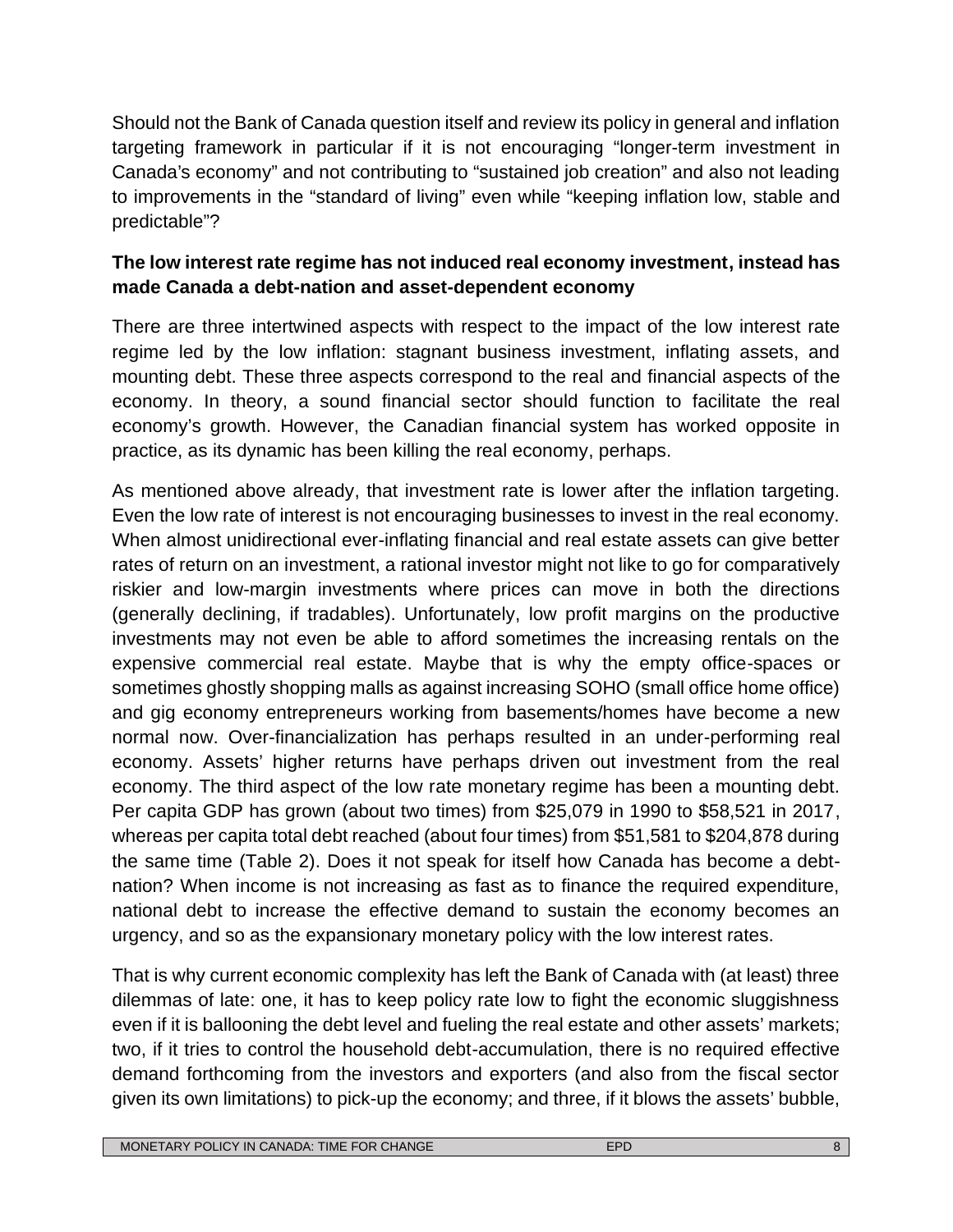Should not the Bank of Canada question itself and review its policy in general and inflation targeting framework in particular if it is not encouraging "longer-term investment in Canada's economy" and not contributing to "sustained job creation" and also not leading to improvements in the "standard of living" even while "keeping inflation low, stable and predictable"?

**The low interest rate regime has not induced real economy investment, instead has made Canada a debt-nation and asset-dependent economy**

There are three intertwined aspects with respect to the impact of the low interest rate regime led by the low inflation: stagnant business investment, inflating assets, and mounting debt. These three aspects correspond to the real and financial aspects of the economy. In theory, a sound financial sector should function to facilitate the real economy's growth. However, the Canadian financial system has worked opposite in practice, as its dynamic has been killing the real economy, perhaps.

As mentioned above already, that investment rate is lower after the inflation targeting. Even the low rate of interest is not encouraging businesses to invest in the real economy. When almost unidirectional ever-inflating financial and real estate assets can give better rates of return on an investment, a rational investor might not like to go for comparatively riskier and low-margin investments where prices can move in both the directions (generally declining, if tradables). Unfortunately, low profit margins on the productive investments may not even be able to afford sometimes the increasing rentals on the expensive commercial real estate. Maybe that is why the empty office-spaces or sometimes ghostly shopping malls as against increasing SOHO (small office home office) and gig economy entrepreneurs working from basements/homes have become a new normal now. Over-financialization has perhaps resulted in an under-performing real economy. Assets' higher returns have perhaps driven out investment from the real economy. The third aspect of the low rate monetary regime has been a mounting debt. Per capita GDP has grown (about two times) from $25,079 in 1990 to $58,521 in 2017, whereas per capita total debt reached (about four times) from $51,581 to $204,878 during the same time (Table 2). Does it not speak for itself how Canada has become a debt-nation? When income is not increasing as fast as to finance the required expenditure, national debt to increase the effective demand to sustain the economy becomes an urgency, and so as the expansionary monetary policy with the low interest rates.

That is why current economic complexity has left the Bank of Canada with (at least) three dilemmas of late: one, it has to keep policy rate low to fight the economic sluggishness even if it is ballooning the debt level and fueling the real estate and other assets' markets; two, if it tries to control the household debt-accumulation, there is no required effective demand forthcoming from the investors and exporters (and also from the fiscal sector given its own limitations) to pick-up the economy; and three, if it blows the assets' bubble,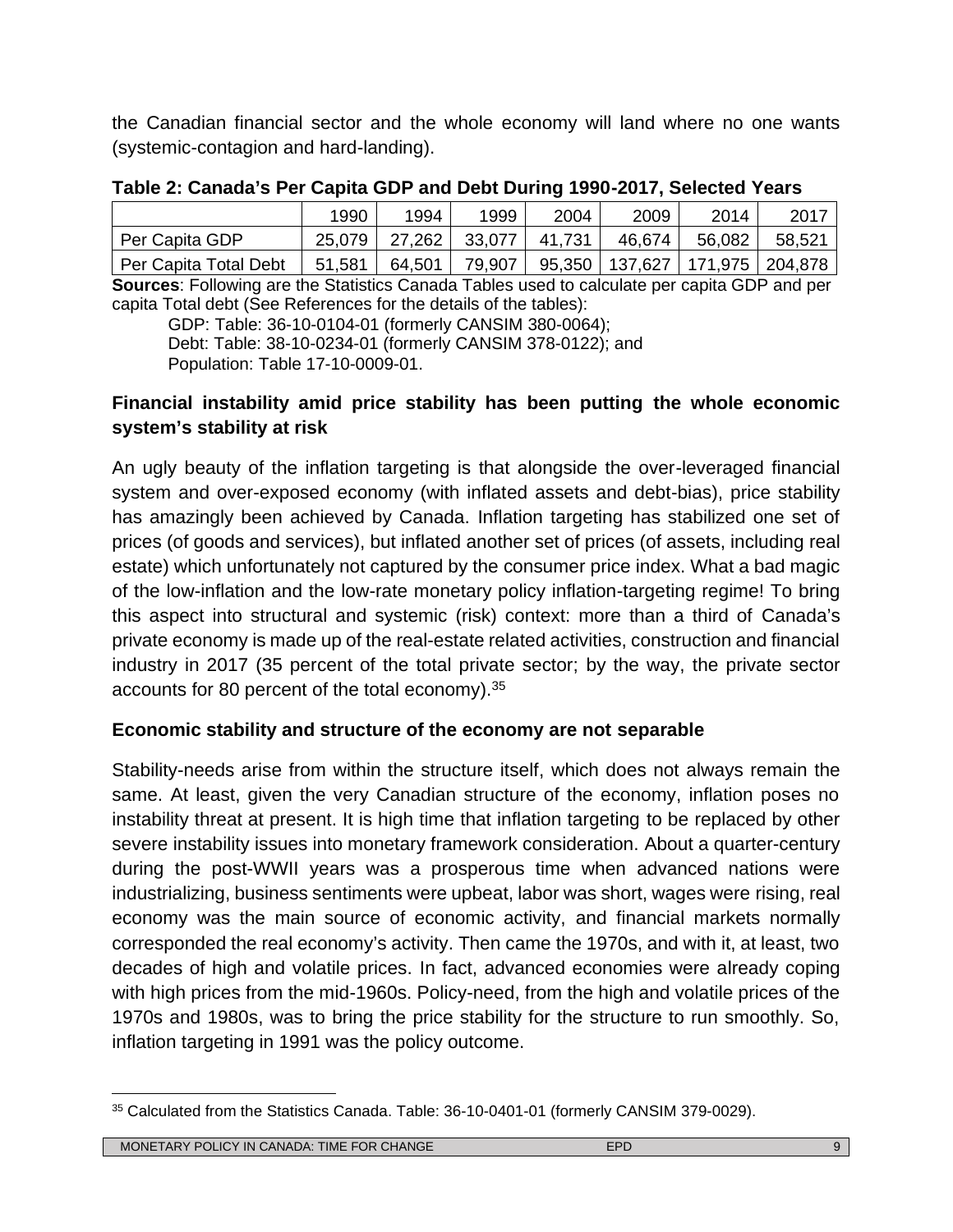the Canadian financial sector and the whole economy will land where no one wants (systemic-contagion and hard-landing).

**Table 2: Canada's Per Capita GDP and Debt During 1990-2017, Selected Years**

| | 1990 | 1994 | 1999 | 2004 | 2009 | 2014 | 2017 |
|---|---|---|---|---|---|---|---|
| Per Capita GDP | 25,079 | 27,262 | 33,077 | 41,731 | 46,674 | 56,082 | 58,521 |
| Per Capita Total Debt | 51,581 | 64,501 | 79,907 | 95,350 | 137,627 | 171,975 | 204,878 |

**Sources**: Following are the Statistics Canada Tables used to calculate per capita GDP and per capita Total debt (See References for the details of the tables):

GDP: Table: 36-10-0104-01 (formerly CANSIM 380-0064);
Debt: Table: 38-10-0234-01 (formerly CANSIM 378-0122); and
Population: Table 17-10-0009-01.

### Financial instability amid price stability has been putting the whole economic system's stability at risk

An ugly beauty of the inflation targeting is that alongside the over-leveraged financial system and over-exposed economy (with inflated assets and debt-bias), price stability has amazingly been achieved by Canada. Inflation targeting has stabilized one set of prices (of goods and services), but inflated another set of prices (of assets, including real estate) which unfortunately not captured by the consumer price index. What a bad magic of the low-inflation and the low-rate monetary policy inflation-targeting regime! To bring this aspect into structural and systemic (risk) context: more than a third of Canada's private economy is made up of the real-estate related activities, construction and financial industry in 2017 (35 percent of the total private sector; by the way, the private sector accounts for 80 percent of the total economy).[35]

### Economic stability and structure of the economy are not separable

Stability-needs arise from within the structure itself, which does not always remain the same. At least, given the very Canadian structure of the economy, inflation poses no instability threat at present. It is high time that inflation targeting to be replaced by other severe instability issues into monetary framework consideration. About a quarter-century during the post-WWII years was a prosperous time when advanced nations were industrializing, business sentiments were upbeat, labor was short, wages were rising, real economy was the main source of economic activity, and financial markets normally corresponded the real economy's activity. Then came the 1970s, and with it, at least, two decades of high and volatile prices. In fact, advanced economies were already coping with high prices from the mid-1960s. Policy-need, from the high and volatile prices of the 1970s and 1980s, was to bring the price stability for the structure to run smoothly. So, inflation targeting in 1991 was the policy outcome.

---

[35] Calculated from the Statistics Canada. Table: 36-10-0401-01 (formerly CANSIM 379-0029).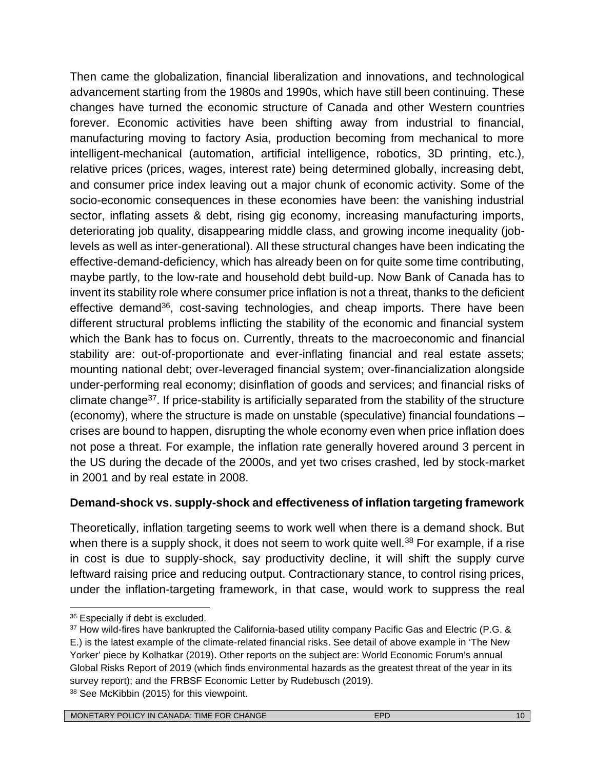Then came the globalization, financial liberalization and innovations, and technological advancement starting from the 1980s and 1990s, which have still been continuing. These changes have turned the economic structure of Canada and other Western countries forever. Economic activities have been shifting away from industrial to financial, manufacturing moving to factory Asia, production becoming from mechanical to more intelligent-mechanical (automation, artificial intelligence, robotics, 3D printing, etc.), relative prices (prices, wages, interest rate) being determined globally, increasing debt, and consumer price index leaving out a major chunk of economic activity. Some of the socio-economic consequences in these economies have been: the vanishing industrial sector, inflating assets & debt, rising gig economy, increasing manufacturing imports, deteriorating job quality, disappearing middle class, and growing income inequality (job-levels as well as inter-generational). All these structural changes have been indicating the effective-demand-deficiency, which has already been on for quite some time contributing, maybe partly, to the low-rate and household debt build-up. Now Bank of Canada has to invent its stability role where consumer price inflation is not a threat, thanks to the deficient effective demand[36], cost-saving technologies, and cheap imports. There have been different structural problems inflicting the stability of the economic and financial system which the Bank has to focus on. Currently, threats to the macroeconomic and financial stability are: out-of-proportionate and ever-inflating financial and real estate assets; mounting national debt; over-leveraged financial system; over-financialization alongside under-performing real economy; disinflation of goods and services; and financial risks of climate change[37]. If price-stability is artificially separated from the stability of the structure (economy), where the structure is made on unstable (speculative) financial foundations – crises are bound to happen, disrupting the whole economy even when price inflation does not pose a threat. For example, the inflation rate generally hovered around 3 percent in the US during the decade of the 2000s, and yet two crises crashed, led by stock-market in 2001 and by real estate in 2008.

**Demand-shock vs. supply-shock and effectiveness of inflation targeting framework**

Theoretically, inflation targeting seems to work well when there is a demand shock. But when there is a supply shock, it does not seem to work quite well.[38] For example, if a rise in cost is due to supply-shock, say productivity decline, it will shift the supply curve leftward raising price and reducing output. Contractionary stance, to control rising prices, under the inflation-targeting framework, in that case, would work to suppress the real

---

[36] Especially if debt is excluded.

[37] How wild-fires have bankrupted the California-based utility company Pacific Gas and Electric (P.G. & E.) is the latest example of the climate-related financial risks. See detail of above example in 'The New Yorker' piece by Kolhatkar (2019). Other reports on the subject are: World Economic Forum's annual Global Risks Report of 2019 (which finds environmental hazards as the greatest threat of the year in its survey report); and the FRBSF Economic Letter by Rudebusch (2019).

[38] See McKibbin (2015) for this viewpoint.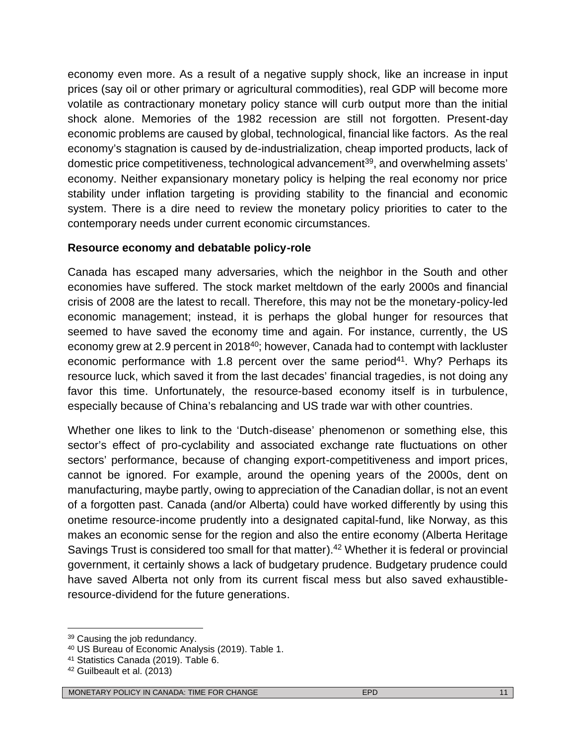economy even more. As a result of a negative supply shock, like an increase in input prices (say oil or other primary or agricultural commodities), real GDP will become more volatile as contractionary monetary policy stance will curb output more than the initial shock alone. Memories of the 1982 recession are still not forgotten. Present-day economic problems are caused by global, technological, financial like factors. As the real economy's stagnation is caused by de-industrialization, cheap imported products, lack of domestic price competitiveness, technological advancement[39], and overwhelming assets' economy. Neither expansionary monetary policy is helping the real economy nor price stability under inflation targeting is providing stability to the financial and economic system. There is a dire need to review the monetary policy priorities to cater to the contemporary needs under current economic circumstances.

**Resource economy and debatable policy-role**

Canada has escaped many adversaries, which the neighbor in the South and other economies have suffered. The stock market meltdown of the early 2000s and financial crisis of 2008 are the latest to recall. Therefore, this may not be the monetary-policy-led economic management; instead, it is perhaps the global hunger for resources that seemed to have saved the economy time and again. For instance, currently, the US economy grew at 2.9 percent in 2018[40]; however, Canada had to contempt with lackluster economic performance with 1.8 percent over the same period[41]. Why? Perhaps its resource luck, which saved it from the last decades' financial tragedies, is not doing any favor this time. Unfortunately, the resource-based economy itself is in turbulence, especially because of China's rebalancing and US trade war with other countries.

Whether one likes to link to the 'Dutch-disease' phenomenon or something else, this sector's effect of pro-cyclability and associated exchange rate fluctuations on other sectors' performance, because of changing export-competitiveness and import prices, cannot be ignored. For example, around the opening years of the 2000s, dent on manufacturing, maybe partly, owing to appreciation of the Canadian dollar, is not an event of a forgotten past. Canada (and/or Alberta) could have worked differently by using this onetime resource-income prudently into a designated capital-fund, like Norway, as this makes an economic sense for the region and also the entire economy (Alberta Heritage Savings Trust is considered too small for that matter).[42] Whether it is federal or provincial government, it certainly shows a lack of budgetary prudence. Budgetary prudence could have saved Alberta not only from its current fiscal mess but also saved exhaustible-resource-dividend for the future generations.

---

[39] Causing the job redundancy.

[40] US Bureau of Economic Analysis (2019). Table 1.

[41] Statistics Canada (2019). Table 6.

[42] Guilbeault et al. (2013)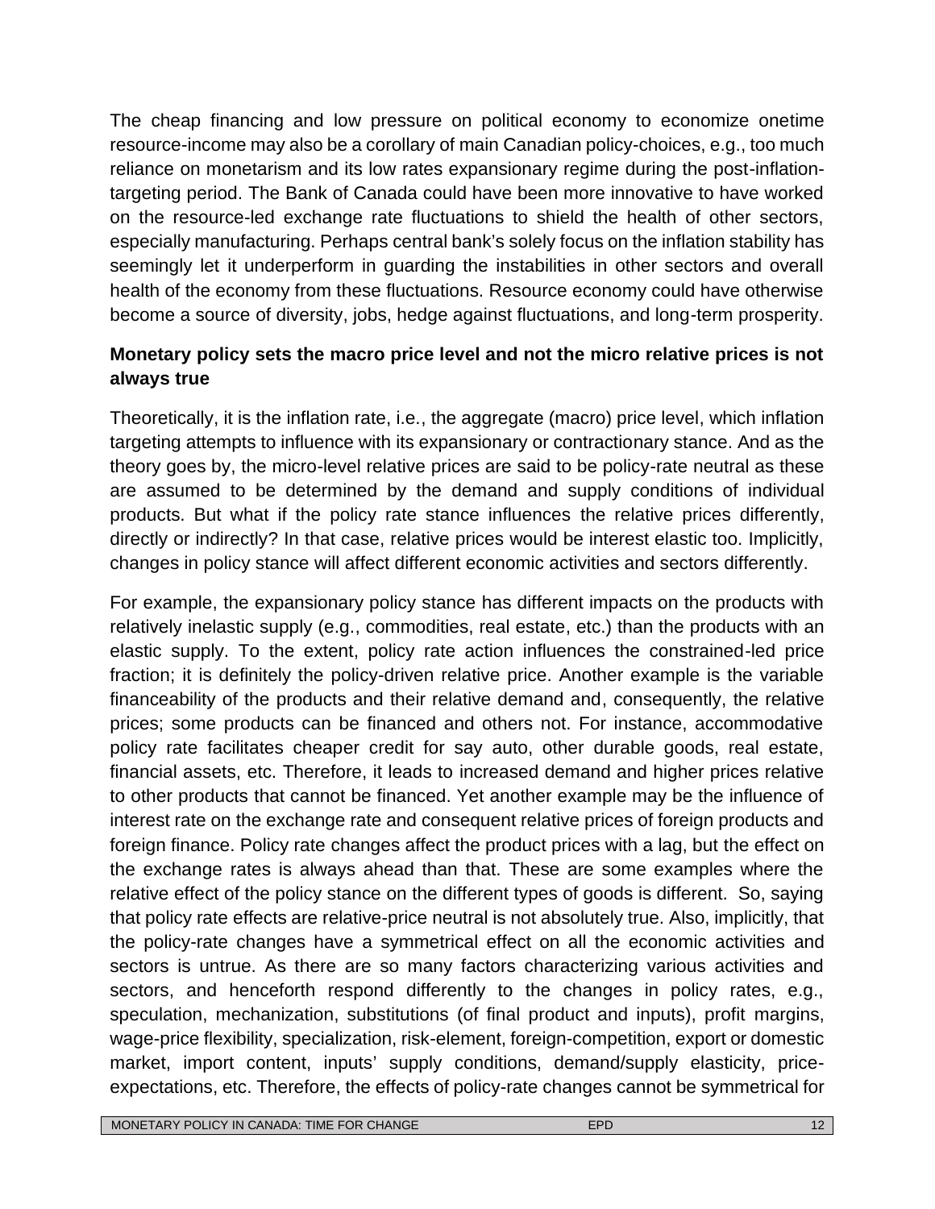The cheap financing and low pressure on political economy to economize onetime resource-income may also be a corollary of main Canadian policy-choices, e.g., too much reliance on monetarism and its low rates expansionary regime during the post-inflation-targeting period. The Bank of Canada could have been more innovative to have worked on the resource-led exchange rate fluctuations to shield the health of other sectors, especially manufacturing. Perhaps central bank's solely focus on the inflation stability has seemingly let it underperform in guarding the instabilities in other sectors and overall health of the economy from these fluctuations. Resource economy could have otherwise become a source of diversity, jobs, hedge against fluctuations, and long-term prosperity.

**Monetary policy sets the macro price level and not the micro relative prices is not always true**

Theoretically, it is the inflation rate, i.e., the aggregate (macro) price level, which inflation targeting attempts to influence with its expansionary or contractionary stance. And as the theory goes by, the micro-level relative prices are said to be policy-rate neutral as these are assumed to be determined by the demand and supply conditions of individual products. But what if the policy rate stance influences the relative prices differently, directly or indirectly? In that case, relative prices would be interest elastic too. Implicitly, changes in policy stance will affect different economic activities and sectors differently.

For example, the expansionary policy stance has different impacts on the products with relatively inelastic supply (e.g., commodities, real estate, etc.) than the products with an elastic supply. To the extent, policy rate action influences the constrained-led price fraction; it is definitely the policy-driven relative price. Another example is the variable financeability of the products and their relative demand and, consequently, the relative prices; some products can be financed and others not. For instance, accommodative policy rate facilitates cheaper credit for say auto, other durable goods, real estate, financial assets, etc. Therefore, it leads to increased demand and higher prices relative to other products that cannot be financed. Yet another example may be the influence of interest rate on the exchange rate and consequent relative prices of foreign products and foreign finance. Policy rate changes affect the product prices with a lag, but the effect on the exchange rates is always ahead than that. These are some examples where the relative effect of the policy stance on the different types of goods is different. So, saying that policy rate effects are relative-price neutral is not absolutely true. Also, implicitly, that the policy-rate changes have a symmetrical effect on all the economic activities and sectors is untrue. As there are so many factors characterizing various activities and sectors, and henceforth respond differently to the changes in policy rates, e.g., speculation, mechanization, substitutions (of final product and inputs), profit margins, wage-price flexibility, specialization, risk-element, foreign-competition, export or domestic market, import content, inputs' supply conditions, demand/supply elasticity, price-expectations, etc. Therefore, the effects of policy-rate changes cannot be symmetrical for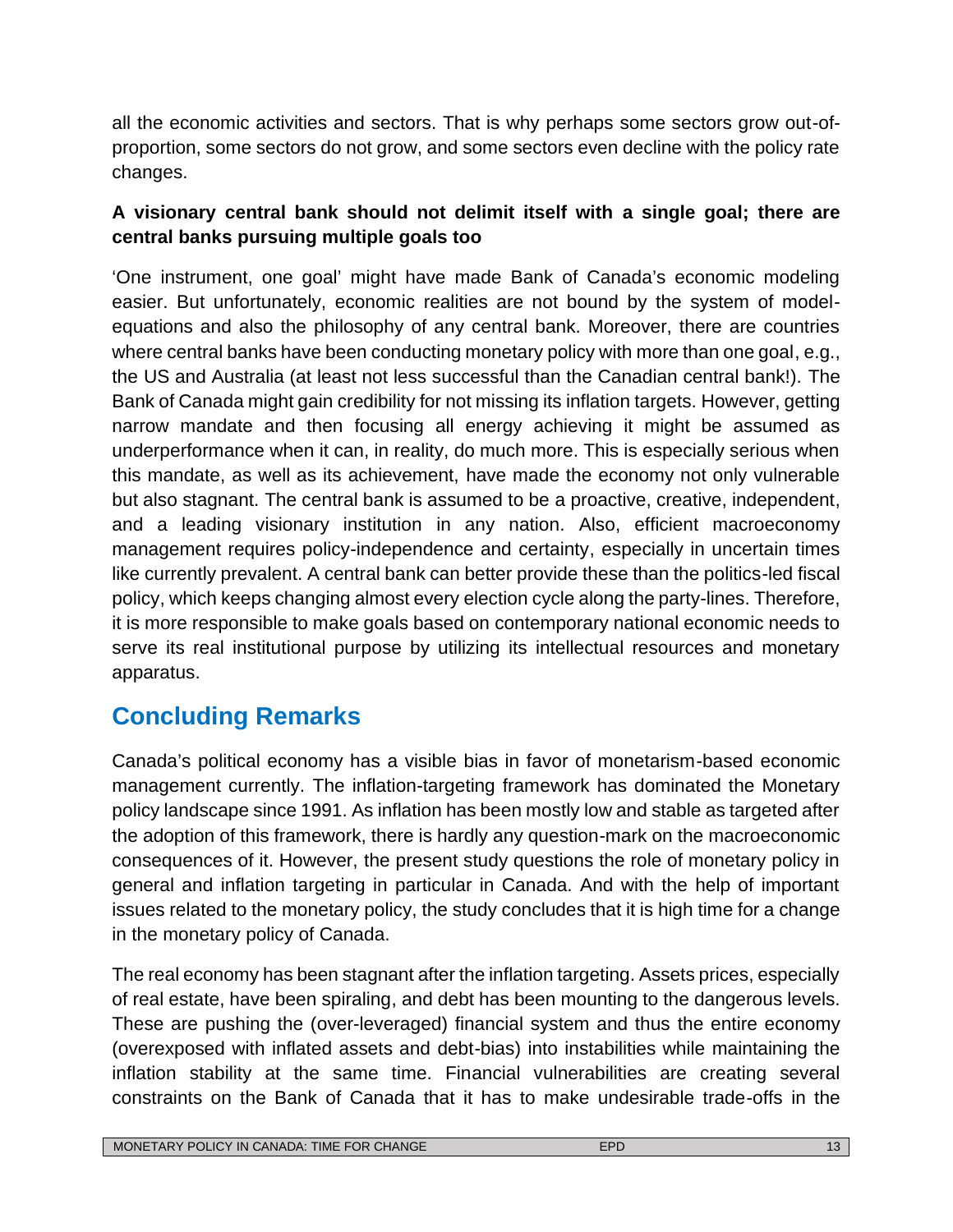all the economic activities and sectors. That is why perhaps some sectors grow out-of-proportion, some sectors do not grow, and some sectors even decline with the policy rate changes.

**A visionary central bank should not delimit itself with a single goal; there are central banks pursuing multiple goals too**

'One instrument, one goal' might have made Bank of Canada's economic modeling easier. But unfortunately, economic realities are not bound by the system of model-equations and also the philosophy of any central bank. Moreover, there are countries where central banks have been conducting monetary policy with more than one goal, e.g., the US and Australia (at least not less successful than the Canadian central bank!). The Bank of Canada might gain credibility for not missing its inflation targets. However, getting narrow mandate and then focusing all energy achieving it might be assumed as underperformance when it can, in reality, do much more. This is especially serious when this mandate, as well as its achievement, have made the economy not only vulnerable but also stagnant. The central bank is assumed to be a proactive, creative, independent, and a leading visionary institution in any nation. Also, efficient macroeconomy management requires policy-independence and certainty, especially in uncertain times like currently prevalent. A central bank can better provide these than the politics-led fiscal policy, which keeps changing almost every election cycle along the party-lines. Therefore, it is more responsible to make goals based on contemporary national economic needs to serve its real institutional purpose by utilizing its intellectual resources and monetary apparatus.

## Concluding Remarks

Canada's political economy has a visible bias in favor of monetarism-based economic management currently. The inflation-targeting framework has dominated the Monetary policy landscape since 1991. As inflation has been mostly low and stable as targeted after the adoption of this framework, there is hardly any question-mark on the macroeconomic consequences of it. However, the present study questions the role of monetary policy in general and inflation targeting in particular in Canada. And with the help of important issues related to the monetary policy, the study concludes that it is high time for a change in the monetary policy of Canada.

The real economy has been stagnant after the inflation targeting. Assets prices, especially of real estate, have been spiraling, and debt has been mounting to the dangerous levels. These are pushing the (over-leveraged) financial system and thus the entire economy (overexposed with inflated assets and debt-bias) into instabilities while maintaining the inflation stability at the same time. Financial vulnerabilities are creating several constraints on the Bank of Canada that it has to make undesirable trade-offs in the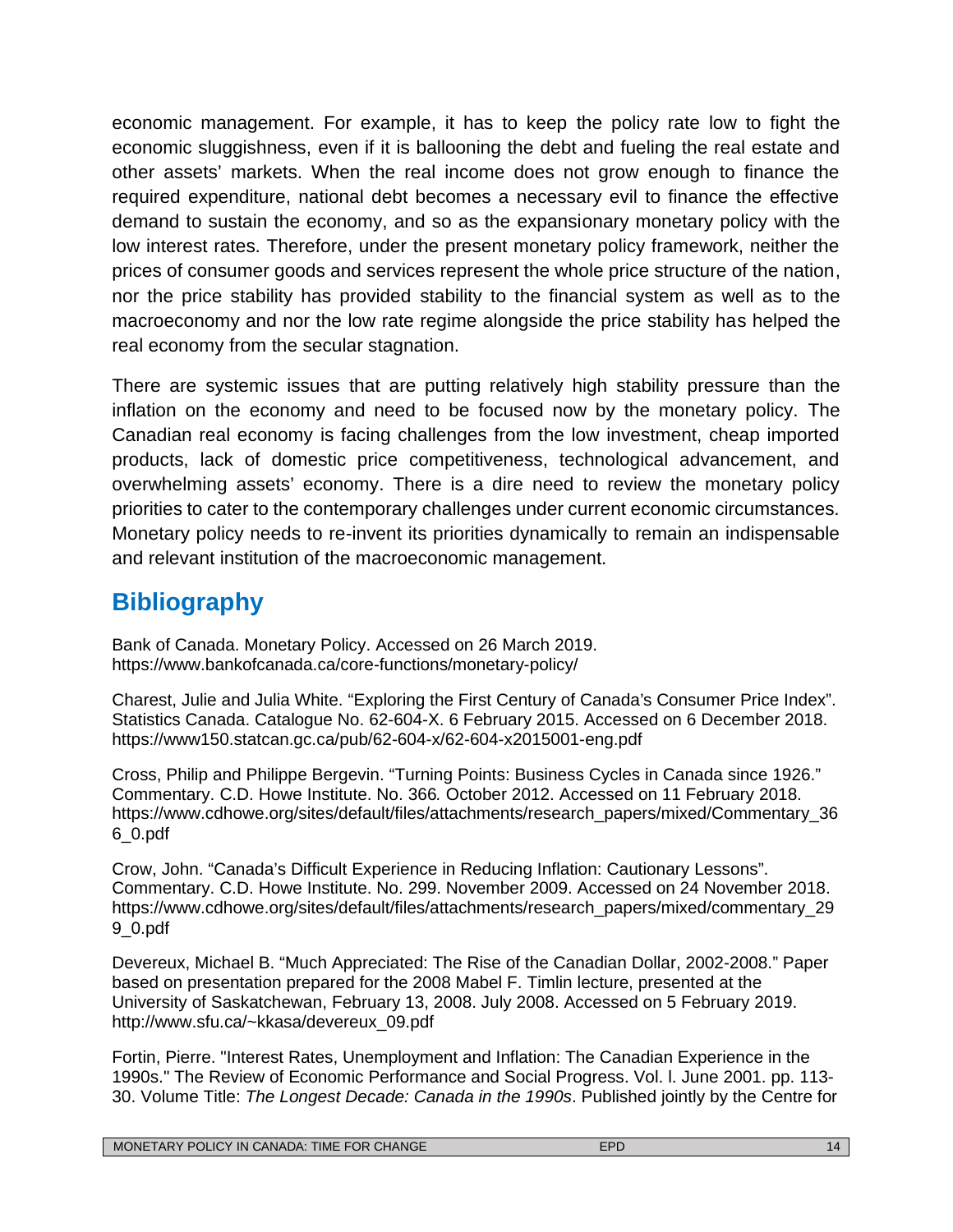economic management. For example, it has to keep the policy rate low to fight the economic sluggishness, even if it is ballooning the debt and fueling the real estate and other assets' markets. When the real income does not grow enough to finance the required expenditure, national debt becomes a necessary evil to finance the effective demand to sustain the economy, and so as the expansionary monetary policy with the low interest rates. Therefore, under the present monetary policy framework, neither the prices of consumer goods and services represent the whole price structure of the nation, nor the price stability has provided stability to the financial system as well as to the macroeconomy and nor the low rate regime alongside the price stability has helped the real economy from the secular stagnation.

There are systemic issues that are putting relatively high stability pressure than the inflation on the economy and need to be focused now by the monetary policy. The Canadian real economy is facing challenges from the low investment, cheap imported products, lack of domestic price competitiveness, technological advancement, and overwhelming assets' economy. There is a dire need to review the monetary policy priorities to cater to the contemporary challenges under current economic circumstances. Monetary policy needs to re-invent its priorities dynamically to remain an indispensable and relevant institution of the macroeconomic management.

## Bibliography

Bank of Canada. Monetary Policy. Accessed on 26 March 2019. https://www.bankofcanada.ca/core-functions/monetary-policy/

Charest, Julie and Julia White. "Exploring the First Century of Canada's Consumer Price Index". Statistics Canada. Catalogue No. 62-604-X. 6 February 2015. Accessed on 6 December 2018. https://www150.statcan.gc.ca/pub/62-604-x/62-604-x2015001-eng.pdf

Cross, Philip and Philippe Bergevin. "Turning Points: Business Cycles in Canada since 1926." Commentary. C.D. Howe Institute. No. 366*.* October 2012. Accessed on 11 February 2018. https://www.cdhowe.org/sites/default/files/attachments/research_papers/mixed/Commentary_366_0.pdf

Crow, John. "Canada's Difficult Experience in Reducing Inflation: Cautionary Lessons". Commentary. C.D. Howe Institute. No. 299. November 2009. Accessed on 24 November 2018. https://www.cdhowe.org/sites/default/files/attachments/research_papers/mixed/commentary_299_0.pdf

Devereux, Michael B. "Much Appreciated: The Rise of the Canadian Dollar, 2002-2008." Paper based on presentation prepared for the 2008 Mabel F. Timlin lecture, presented at the University of Saskatchewan, February 13, 2008. July 2008. Accessed on 5 February 2019. http://www.sfu.ca/~kkasa/devereux_09.pdf

Fortin, Pierre. "Interest Rates, Unemployment and Inflation: The Canadian Experience in the 1990s." The Review of Economic Performance and Social Progress. Vol. l. June 2001. pp. 113-30. Volume Title: *The Longest Decade: Canada in the 1990s*. Published jointly by the Centre for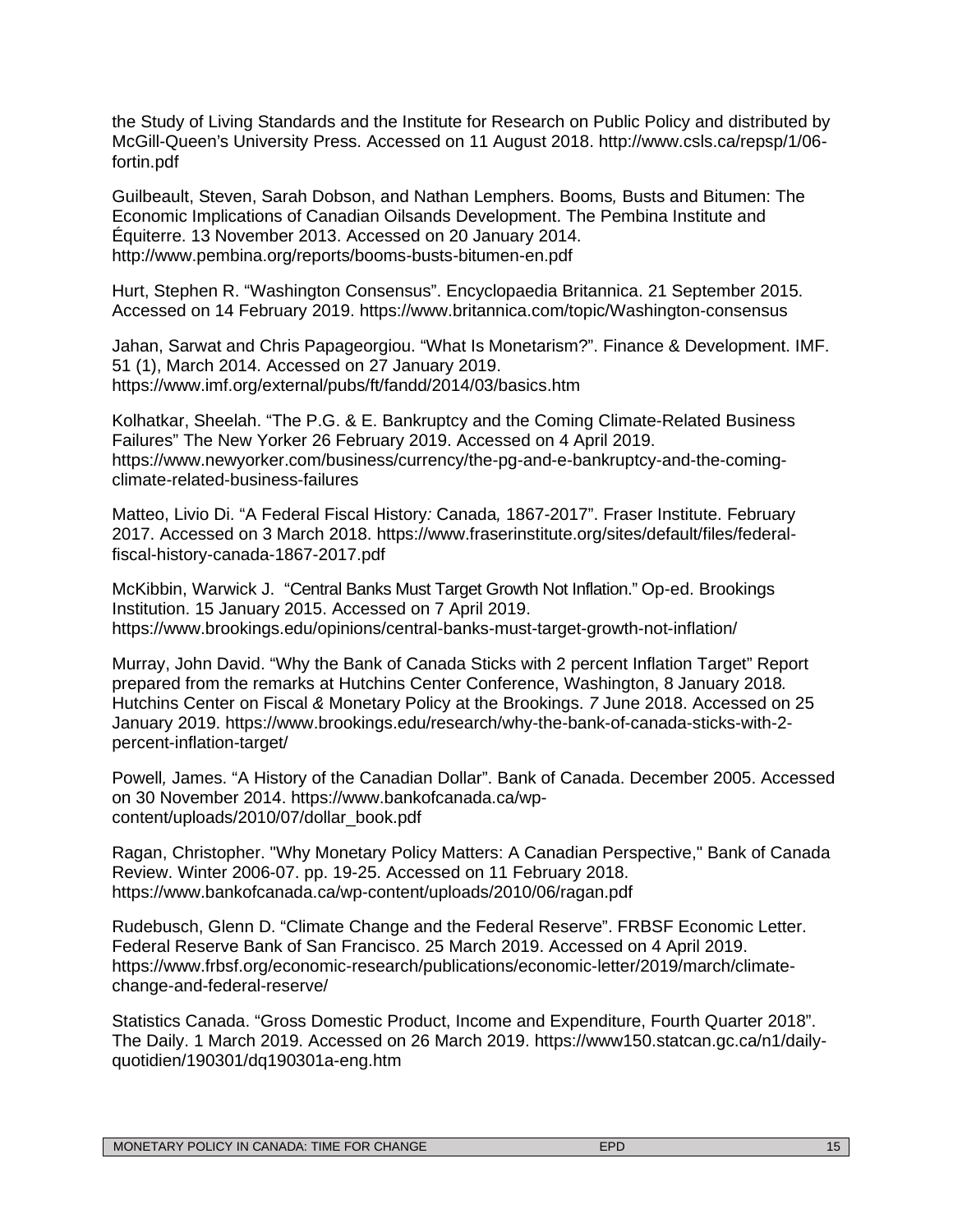the Study of Living Standards and the Institute for Research on Public Policy and distributed by McGill-Queen's University Press. Accessed on 11 August 2018. http://www.csls.ca/repsp/1/06-fortin.pdf

Guilbeault, Steven, Sarah Dobson, and Nathan Lemphers. Booms*,* Busts and Bitumen: The Economic Implications of Canadian Oilsands Development. The Pembina Institute and Équiterre. 13 November 2013. Accessed on 20 January 2014. http://www.pembina.org/reports/booms-busts-bitumen-en.pdf

Hurt, Stephen R. "Washington Consensus". Encyclopaedia Britannica. 21 September 2015. Accessed on 14 February 2019. https://www.britannica.com/topic/Washington-consensus

Jahan, Sarwat and Chris Papageorgiou. "What Is Monetarism?". Finance & Development. IMF. 51 (1), March 2014. Accessed on 27 January 2019. https://www.imf.org/external/pubs/ft/fandd/2014/03/basics.htm

Kolhatkar, Sheelah. "The P.G. & E. Bankruptcy and the Coming Climate-Related Business Failures" The New Yorker 26 February 2019. Accessed on 4 April 2019. https://www.newyorker.com/business/currency/the-pg-and-e-bankruptcy-and-the-coming-climate-related-business-failures

Matteo, Livio Di. "A Federal Fiscal History*:* Canada*,* 1867-2017". Fraser Institute. February 2017. Accessed on 3 March 2018. https://www.fraserinstitute.org/sites/default/files/federal-fiscal-history-canada-1867-2017.pdf

McKibbin, Warwick J. "Central Banks Must Target Growth Not Inflation." Op-ed. Brookings Institution. 15 January 2015. Accessed on 7 April 2019. https://www.brookings.edu/opinions/central-banks-must-target-growth-not-inflation/

Murray, John David. "Why the Bank of Canada Sticks with 2 percent Inflation Target" Report prepared from the remarks at Hutchins Center Conference, Washington, 8 January 2018*.* Hutchins Center on Fiscal *&* Monetary Policy at the Brookings. *7* June 2018. Accessed on 25 January 2019. https://www.brookings.edu/research/why-the-bank-of-canada-sticks-with-2-percent-inflation-target/

Powell*,* James. "A History of the Canadian Dollar". Bank of Canada. December 2005. Accessed on 30 November 2014. https://www.bankofcanada.ca/wp-content/uploads/2010/07/dollar_book.pdf

Ragan, Christopher. "Why Monetary Policy Matters: A Canadian Perspective," Bank of Canada Review. Winter 2006-07. pp. 19-25. Accessed on 11 February 2018. https://www.bankofcanada.ca/wp-content/uploads/2010/06/ragan.pdf

Rudebusch, Glenn D. "Climate Change and the Federal Reserve". FRBSF Economic Letter. Federal Reserve Bank of San Francisco. 25 March 2019. Accessed on 4 April 2019. https://www.frbsf.org/economic-research/publications/economic-letter/2019/march/climate-change-and-federal-reserve/

Statistics Canada. "Gross Domestic Product, Income and Expenditure, Fourth Quarter 2018". The Daily. 1 March 2019. Accessed on 26 March 2019. https://www150.statcan.gc.ca/n1/daily-quotidien/190301/dq190301a-eng.htm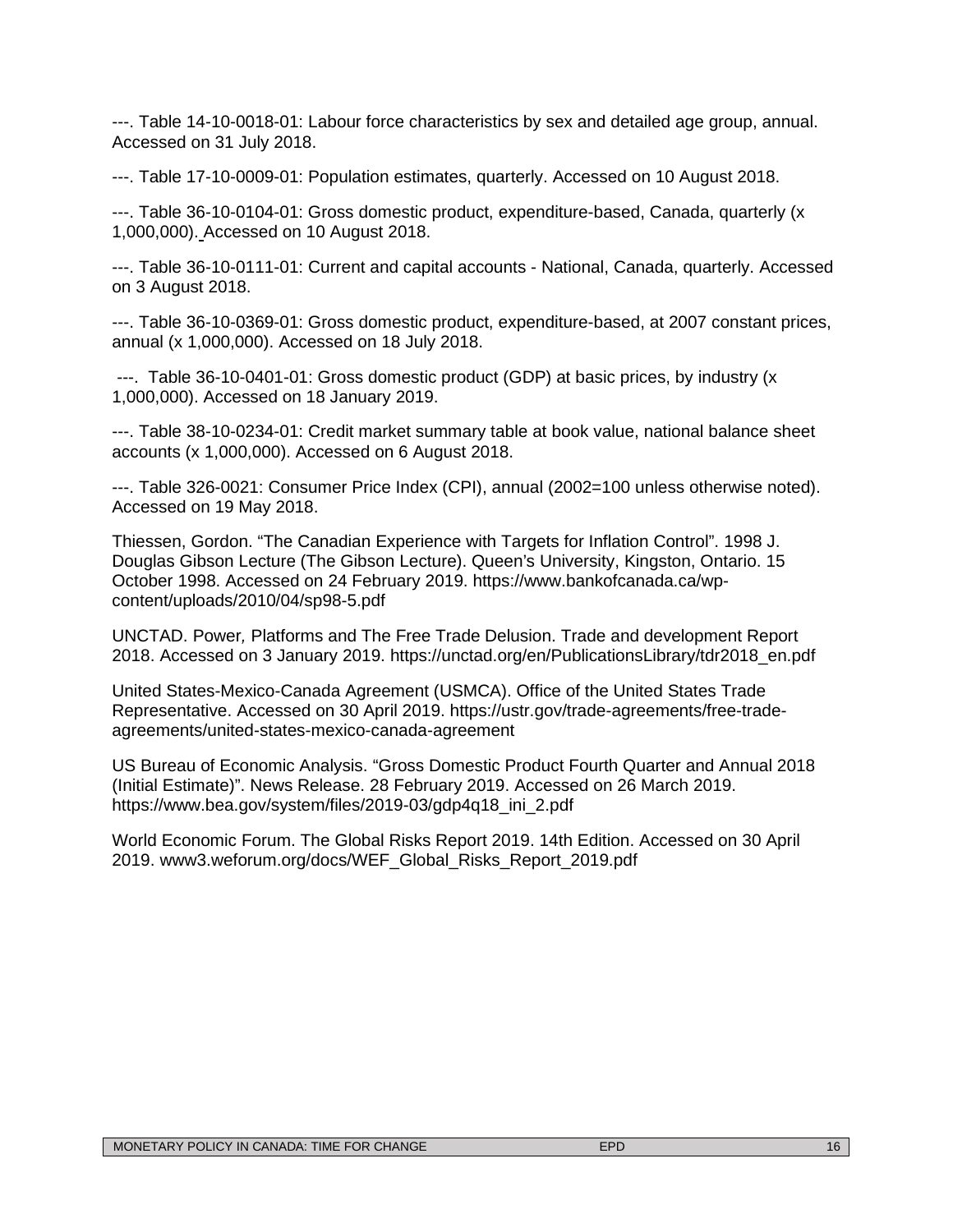---. Table 14-10-0018-01: Labour force characteristics by sex and detailed age group, annual. Accessed on 31 July 2018.

---. Table 17-10-0009-01: Population estimates, quarterly. Accessed on 10 August 2018.

---. Table 36-10-0104-01: Gross domestic product, expenditure-based, Canada, quarterly (x 1,000,000). Accessed on 10 August 2018.

---. Table 36-10-0111-01: Current and capital accounts - National, Canada, quarterly. Accessed on 3 August 2018.

---. Table 36-10-0369-01: Gross domestic product, expenditure-based, at 2007 constant prices, annual (x 1,000,000). Accessed on 18 July 2018.

---. Table 36-10-0401-01: Gross domestic product (GDP) at basic prices, by industry (x 1,000,000). Accessed on 18 January 2019.

---. Table 38-10-0234-01: Credit market summary table at book value, national balance sheet accounts (x 1,000,000). Accessed on 6 August 2018.

---. Table 326-0021: Consumer Price Index (CPI), annual (2002=100 unless otherwise noted). Accessed on 19 May 2018.

Thiessen, Gordon. "The Canadian Experience with Targets for Inflation Control". 1998 J. Douglas Gibson Lecture (The Gibson Lecture). Queen's University, Kingston, Ontario. 15 October 1998. Accessed on 24 February 2019. https://www.bankofcanada.ca/wp-content/uploads/2010/04/sp98-5.pdf

UNCTAD. Power*,* Platforms and The Free Trade Delusion. Trade and development Report 2018. Accessed on 3 January 2019. https://unctad.org/en/PublicationsLibrary/tdr2018_en.pdf

United States-Mexico-Canada Agreement (USMCA). Office of the United States Trade Representative. Accessed on 30 April 2019. https://ustr.gov/trade-agreements/free-trade-agreements/united-states-mexico-canada-agreement

US Bureau of Economic Analysis. "Gross Domestic Product Fourth Quarter and Annual 2018 (Initial Estimate)". News Release. 28 February 2019. Accessed on 26 March 2019. https://www.bea.gov/system/files/2019-03/gdp4q18_ini_2.pdf

World Economic Forum. The Global Risks Report 2019. 14th Edition. Accessed on 30 April 2019. www3.weforum.org/docs/WEF_Global_Risks_Report_2019.pdf